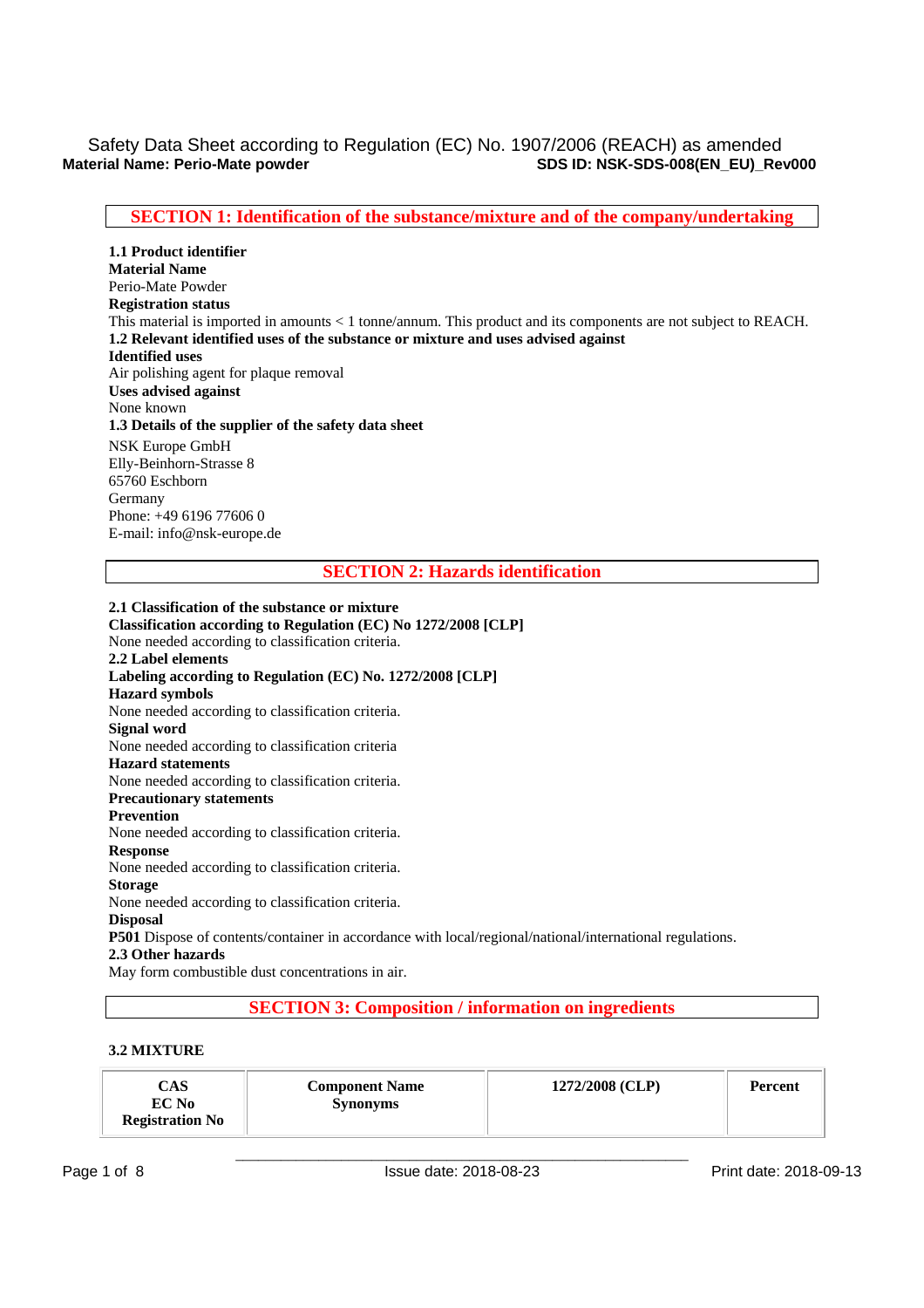Safety Data Sheet according to Regulation (EC) No. 1907/2006 (REACH) as amended

**Material Name: Perio-Mate powder** **SDS ID: NSK-SDS-008(EN_EU)_Rev000**

## SECTION 1: Identification of the substance/mixture and of the company/undertaking

**1.1 Product identifier**

**Material Name**

Perio-Mate Powder

**Registration status**

This material is imported in amounts < 1 tonne/annum. This product and its components are not subject to REACH.

**1.2 Relevant identified uses of the substance or mixture and uses advised against**

**Identified uses**

Air polishing agent for plaque removal

**Uses advised against**

None known

**1.3 Details of the supplier of the safety data sheet**

NSK Europe GmbH
Elly-Beinhorn-Strasse 8
65760 Eschborn
Germany
Phone: +49 6196 77606 0
E-mail: info@nsk-europe.de

## SECTION 2: Hazards identification

**2.1 Classification of the substance or mixture**

**Classification according to Regulation (EC) No 1272/2008 [CLP]**

None needed according to classification criteria.

**2.2 Label elements**

**Labeling according to Regulation (EC) No. 1272/2008 [CLP]**

**Hazard symbols**

None needed according to classification criteria.

**Signal word**

None needed according to classification criteria

**Hazard statements**

None needed according to classification criteria.

**Precautionary statements**

**Prevention**

None needed according to classification criteria.

**Response**

None needed according to classification criteria.

**Storage**

None needed according to classification criteria.

**Disposal**

**P501** Dispose of contents/container in accordance with local/regional/national/international regulations.

**2.3 Other hazards**

May form combustible dust concentrations in air.

## SECTION 3: Composition / information on ingredients

**3.2 MIXTURE**

| CAS<br>EC No<br>Registration No | Component Name<br>Synonyms | 1272/2008 (CLP) | Percent |
|---|---|---|---|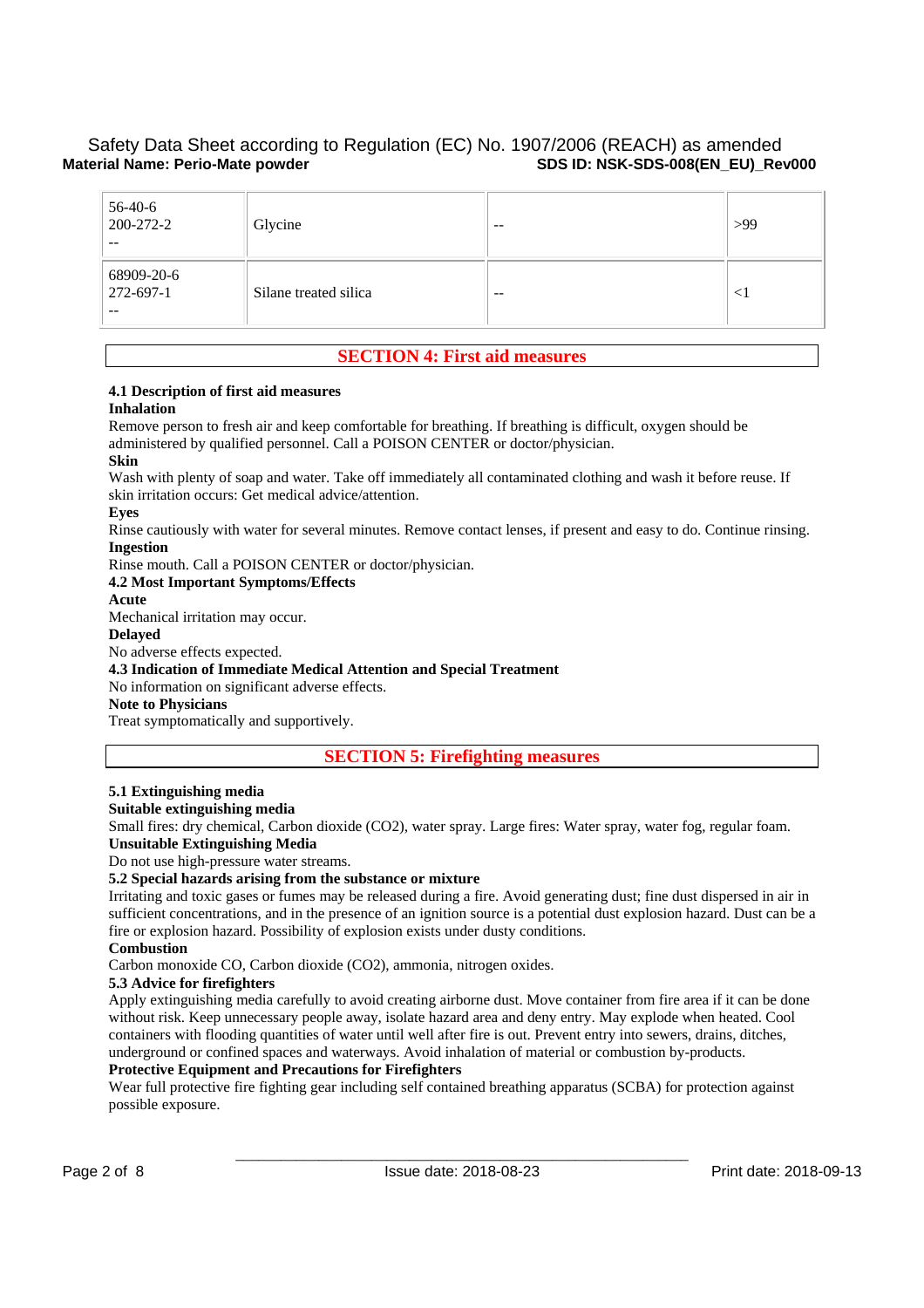| 56-40-6<br>200-272-2<br>-- | Glycine | -- | >99 |
|---|---|---|---|
| 68909-20-6<br>272-697-1<br>-- | Silane treated silica | -- | <1 |

## SECTION 4: First aid measures

**4.1 Description of first aid measures**

**Inhalation**

Remove person to fresh air and keep comfortable for breathing. If breathing is difficult, oxygen should be administered by qualified personnel. Call a POISON CENTER or doctor/physician.

**Skin**

Wash with plenty of soap and water. Take off immediately all contaminated clothing and wash it before reuse. If skin irritation occurs: Get medical advice/attention.

**Eyes**

Rinse cautiously with water for several minutes. Remove contact lenses, if present and easy to do. Continue rinsing.

**Ingestion**

Rinse mouth. Call a POISON CENTER or doctor/physician.

**4.2 Most Important Symptoms/Effects**

**Acute**

Mechanical irritation may occur.

**Delayed**

No adverse effects expected.

**4.3 Indication of Immediate Medical Attention and Special Treatment**

No information on significant adverse effects.

**Note to Physicians**

Treat symptomatically and supportively.

## SECTION 5: Firefighting measures

**5.1 Extinguishing media**

**Suitable extinguishing media**

Small fires: dry chemical, Carbon dioxide ($CO_2$), water spray. Large fires: Water spray, water fog, regular foam.

**Unsuitable Extinguishing Media**

Do not use high-pressure water streams.

**5.2 Special hazards arising from the substance or mixture**

Irritating and toxic gases or fumes may be released during a fire. Avoid generating dust; fine dust dispersed in air in sufficient concentrations, and in the presence of an ignition source is a potential dust explosion hazard. Dust can be a fire or explosion hazard. Possibility of explosion exists under dusty conditions.

**Combustion**

Carbon monoxide CO, Carbon dioxide ($CO_2$), ammonia, nitrogen oxides.

**5.3 Advice for firefighters**

Apply extinguishing media carefully to avoid creating airborne dust. Move container from fire area if it can be done without risk. Keep unnecessary people away, isolate hazard area and deny entry. May explode when heated. Cool containers with flooding quantities of water until well after fire is out. Prevent entry into sewers, drains, ditches, underground or confined spaces and waterways. Avoid inhalation of material or combustion by-products.

**Protective Equipment and Precautions for Firefighters**

Wear full protective fire fighting gear including self contained breathing apparatus (SCBA) for protection against possible exposure.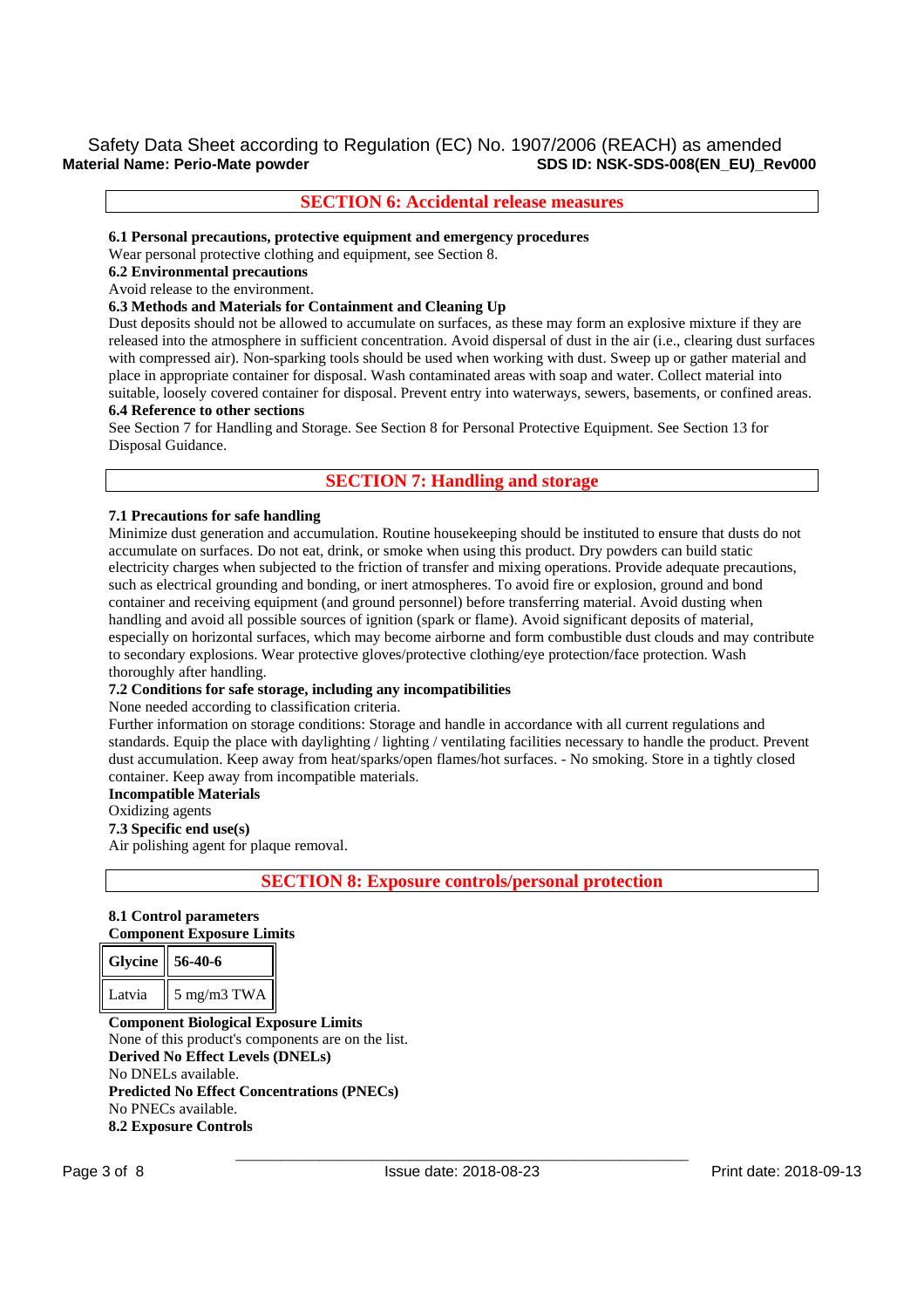## SECTION 6: Accidental release measures

**6.1 Personal precautions, protective equipment and emergency procedures**

Wear personal protective clothing and equipment, see Section 8.

**6.2 Environmental precautions**

Avoid release to the environment.

**6.3 Methods and Materials for Containment and Cleaning Up**

Dust deposits should not be allowed to accumulate on surfaces, as these may form an explosive mixture if they are released into the atmosphere in sufficient concentration. Avoid dispersal of dust in the air (i.e., clearing dust surfaces with compressed air). Non-sparking tools should be used when working with dust. Sweep up or gather material and place in appropriate container for disposal. Wash contaminated areas with soap and water. Collect material into suitable, loosely covered container for disposal. Prevent entry into waterways, sewers, basements, or confined areas.

**6.4 Reference to other sections**

See Section 7 for Handling and Storage. See Section 8 for Personal Protective Equipment. See Section 13 for Disposal Guidance.

## SECTION 7: Handling and storage

**7.1 Precautions for safe handling**

Minimize dust generation and accumulation. Routine housekeeping should be instituted to ensure that dusts do not accumulate on surfaces. Do not eat, drink, or smoke when using this product. Dry powders can build static electricity charges when subjected to the friction of transfer and mixing operations. Provide adequate precautions, such as electrical grounding and bonding, or inert atmospheres. To avoid fire or explosion, ground and bond container and receiving equipment (and ground personnel) before transferring material. Avoid dusting when handling and avoid all possible sources of ignition (spark or flame). Avoid significant deposits of material, especially on horizontal surfaces, which may become airborne and form combustible dust clouds and may contribute to secondary explosions. Wear protective gloves/protective clothing/eye protection/face protection. Wash thoroughly after handling.

**7.2 Conditions for safe storage, including any incompatibilities**

None needed according to classification criteria.

Further information on storage conditions: Storage and handle in accordance with all current regulations and standards. Equip the place with daylighting / lighting / ventilating facilities necessary to handle the product. Prevent dust accumulation. Keep away from heat/sparks/open flames/hot surfaces. - No smoking. Store in a tightly closed container. Keep away from incompatible materials.

**Incompatible Materials**

Oxidizing agents

**7.3 Specific end use(s)**

Air polishing agent for plaque removal.

## SECTION 8: Exposure controls/personal protection

**8.1 Control parameters**

**Component Exposure Limits**

| **Glycine** | **56-40-6** |
|---|---|
| Latvia | 5 mg/m3 TWA |

**Component Biological Exposure Limits**

None of this product's components are on the list.

**Derived No Effect Levels (DNELs)**

No DNELs available.

**Predicted No Effect Concentrations (PNECs)**

No PNECs available.

**8.2 Exposure Controls**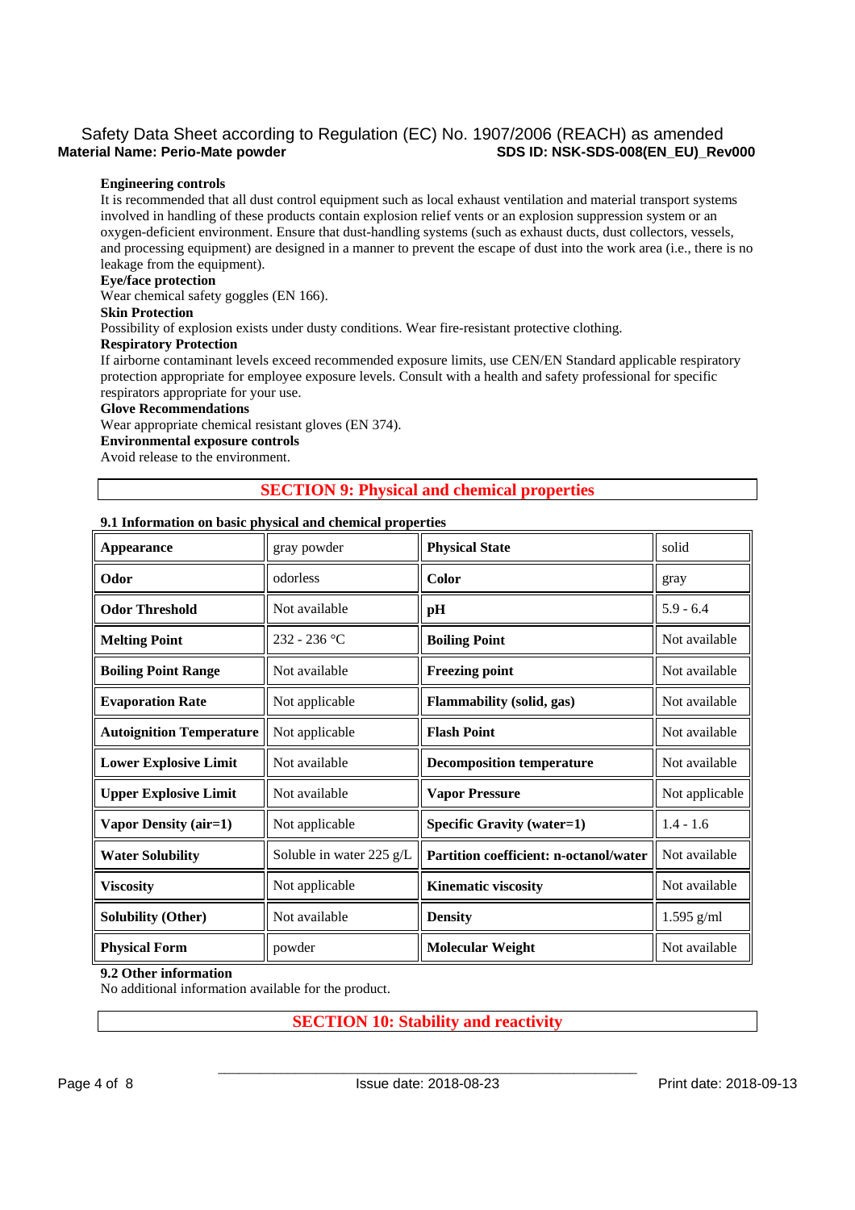**Engineering controls**

It is recommended that all dust control equipment such as local exhaust ventilation and material transport systems involved in handling of these products contain explosion relief vents or an explosion suppression system or an oxygen-deficient environment. Ensure that dust-handling systems (such as exhaust ducts, dust collectors, vessels, and processing equipment) are designed in a manner to prevent the escape of dust into the work area (i.e., there is no leakage from the equipment).

**Eye/face protection**

Wear chemical safety goggles (EN 166).

**Skin Protection**

Possibility of explosion exists under dusty conditions. Wear fire-resistant protective clothing.

**Respiratory Protection**

If airborne contaminant levels exceed recommended exposure limits, use CEN/EN Standard applicable respiratory protection appropriate for employee exposure levels. Consult with a health and safety professional for specific respirators appropriate for your use.

**Glove Recommendations**

Wear appropriate chemical resistant gloves (EN 374).

**Environmental exposure controls**

Avoid release to the environment.

## SECTION 9: Physical and chemical properties

**9.1 Information on basic physical and chemical properties**

| | | | |
|---|---|---|---|
| **Appearance** | gray powder | **Physical State** | solid |
| **Odor** | odorless | **Color** | gray |
| **Odor Threshold** | Not available | **pH** | 5.9 - 6.4 |
| **Melting Point** | 232 - 236 °C | **Boiling Point** | Not available |
| **Boiling Point Range** | Not available | **Freezing point** | Not available |
| **Evaporation Rate** | Not applicable | **Flammability (solid, gas)** | Not available |
| **Autoignition Temperature** | Not applicable | **Flash Point** | Not available |
| **Lower Explosive Limit** | Not available | **Decomposition temperature** | Not available |
| **Upper Explosive Limit** | Not available | **Vapor Pressure** | Not applicable |
| **Vapor Density (air=1)** | Not applicable | **Specific Gravity (water=1)** | 1.4 - 1.6 |
| **Water Solubility** | Soluble in water 225 g/L | **Partition coefficient: n-octanol/water** | Not available |
| **Viscosity** | Not applicable | **Kinematic viscosity** | Not available |
| **Solubility (Other)** | Not available | **Density** | 1.595 g/ml |
| **Physical Form** | powder | **Molecular Weight** | Not available |

**9.2 Other information**

No additional information available for the product.

## SECTION 10: Stability and reactivity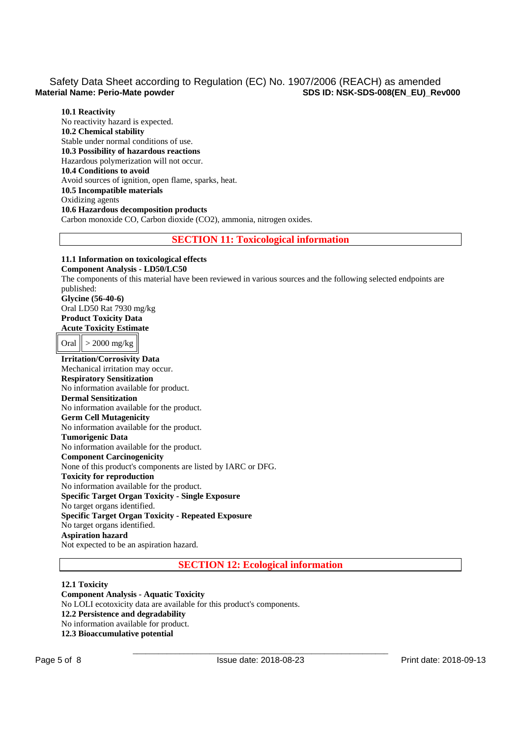**10.1 Reactivity**
No reactivity hazard is expected.
**10.2 Chemical stability**
Stable under normal conditions of use.
**10.3 Possibility of hazardous reactions**
Hazardous polymerization will not occur.
**10.4 Conditions to avoid**
Avoid sources of ignition, open flame, sparks, heat.
**10.5 Incompatible materials**
Oxidizing agents
**10.6 Hazardous decomposition products**
Carbon monoxide CO, Carbon dioxide ($CO_2$), ammonia, nitrogen oxides.

## SECTION 11: Toxicological information

**11.1 Information on toxicological effects**
**Component Analysis - LD50/LC50**
The components of this material have been reviewed in various sources and the following selected endpoints are published:
**Glycine (56-40-6)**
Oral LD50 Rat 7930 mg/kg
**Product Toxicity Data**
**Acute Toxicity Estimate**

| Oral | > 2000 mg/kg |
|---|---|

**Irritation/Corrosivity Data**
Mechanical irritation may occur.
**Respiratory Sensitization**
No information available for product.
**Dermal Sensitization**
No information available for the product.
**Germ Cell Mutagenicity**
No information available for the product.
**Tumorigenic Data**
No information available for the product.
**Component Carcinogenicity**
None of this product's components are listed by IARC or DFG.
**Toxicity for reproduction**
No information available for the product.
**Specific Target Organ Toxicity - Single Exposure**
No target organs identified.
**Specific Target Organ Toxicity - Repeated Exposure**
No target organs identified.
**Aspiration hazard**
Not expected to be an aspiration hazard.

## SECTION 12: Ecological information

**12.1 Toxicity**
**Component Analysis - Aquatic Toxicity**
No LOLI ecotoxicity data are available for this product's components.
**12.2 Persistence and degradability**
No information available for product.
**12.3 Bioaccumulative potential**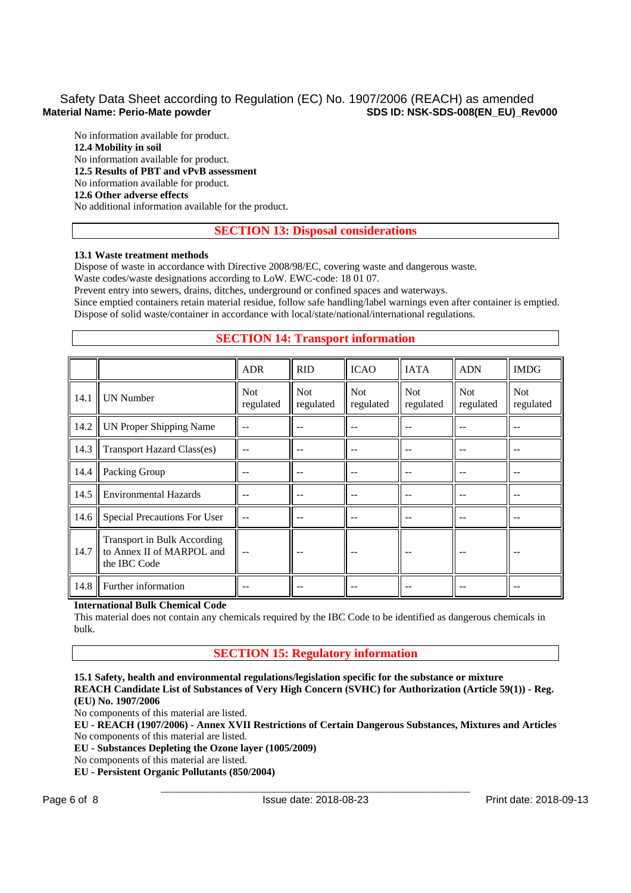No information available for product.

**12.4 Mobility in soil**

No information available for product.

**12.5 Results of PBT and vPvB assessment**

No information available for product.

**12.6 Other adverse effects**

No additional information available for the product.

## SECTION 13: Disposal considerations

**13.1 Waste treatment methods**

Dispose of waste in accordance with Directive 2008/98/EC, covering waste and dangerous waste.
Waste codes/waste designations according to LoW. EWC-code: 18 01 07.
Prevent entry into sewers, drains, ditches, underground or confined spaces and waterways.
Since emptied containers retain material residue, follow safe handling/label warnings even after container is emptied.
Dispose of solid waste/container in accordance with local/state/national/international regulations.

## SECTION 14: Transport information

| | | ADR | RID | ICAO | IATA | ADN | IMDG |
|---|---|---|---|---|---|---|---|
| 14.1 | UN Number | Not regulated | Not regulated | Not regulated | Not regulated | Not regulated | Not regulated |
| 14.2 | UN Proper Shipping Name | -- | -- | -- | -- | -- | -- |
| 14.3 | Transport Hazard Class(es) | -- | -- | -- | -- | -- | -- |
| 14.4 | Packing Group | -- | -- | -- | -- | -- | -- |
| 14.5 | Environmental Hazards | -- | -- | -- | -- | -- | -- |
| 14.6 | Special Precautions For User | -- | -- | -- | -- | -- | -- |
| 14.7 | Transport in Bulk According to Annex II of MARPOL and the IBC Code | -- | -- | -- | -- | -- | -- |
| 14.8 | Further information | -- | -- | -- | -- | -- | -- |

**International Bulk Chemical Code**

This material does not contain any chemicals required by the IBC Code to be identified as dangerous chemicals in bulk.

## SECTION 15: Regulatory information

**15.1 Safety, health and environmental regulations/legislation specific for the substance or mixture**

**REACH Candidate List of Substances of Very High Concern (SVHC) for Authorization (Article 59(1)) - Reg. (EU) No. 1907/2006**

No components of this material are listed.

**EU - REACH (1907/2006) - Annex XVII Restrictions of Certain Dangerous Substances, Mixtures and Articles**

No components of this material are listed.

**EU - Substances Depleting the Ozone layer (1005/2009)**

No components of this material are listed.

**EU - Persistent Organic Pollutants (850/2004)**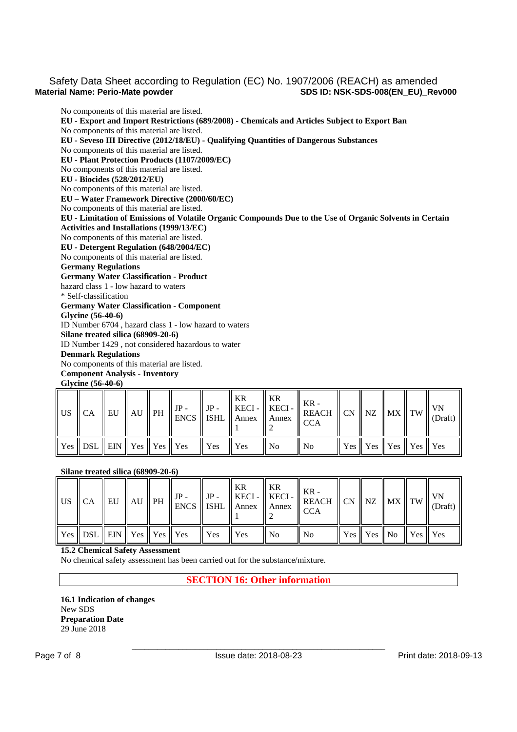No components of this material are listed.

**EU - Export and Import Restrictions (689/2008) - Chemicals and Articles Subject to Export Ban**

No components of this material are listed.

**EU - Seveso III Directive (2012/18/EU) - Qualifying Quantities of Dangerous Substances**

No components of this material are listed.

**EU - Plant Protection Products (1107/2009/EC)**

No components of this material are listed.

**EU - Biocides (528/2012/EU)**

No components of this material are listed.

**EU – Water Framework Directive (2000/60/EC)**

No components of this material are listed.

**EU - Limitation of Emissions of Volatile Organic Compounds Due to the Use of Organic Solvents in Certain Activities and Installations (1999/13/EC)**

No components of this material are listed.

**EU - Detergent Regulation (648/2004/EC)**

No components of this material are listed.

**Germany Regulations**

**Germany Water Classification - Product**

hazard class 1 - low hazard to waters

* Self-classification

**Germany Water Classification - Component**

**Glycine (56-40-6)**

ID Number 6704 , hazard class 1 - low hazard to waters

**Silane treated silica (68909-20-6)**

ID Number 1429 , not considered hazardous to water

**Denmark Regulations**

No components of this material are listed.

**Component Analysis - Inventory**

**Glycine (56-40-6)**

| US | CA | EU | AU | PH | JP - ENCS | JP - ISHL | KR KECI - Annex 1 | KR KECI - Annex 2 | KR - REACH CCA | CN | NZ | MX | TW | VN (Draft) |
|---|---|---|---|---|---|---|---|---|---|---|---|---|---|---|
| Yes | DSL | EIN | Yes | Yes | Yes | Yes | Yes | No | No | Yes | Yes | Yes | Yes | Yes |

**Silane treated silica (68909-20-6)**

| US | CA | EU | AU | PH | JP - ENCS | JP - ISHL | KR KECI - Annex 1 | KR KECI - Annex 2 | KR - REACH CCA | CN | NZ | MX | TW | VN (Draft) |
|---|---|---|---|---|---|---|---|---|---|---|---|---|---|---|
| Yes | DSL | EIN | Yes | Yes | Yes | Yes | Yes | No | No | Yes | Yes | No | Yes | Yes |

**15.2 Chemical Safety Assessment**

No chemical safety assessment has been carried out for the substance/mixture.

## SECTION 16: Other information

**16.1 Indication of changes**

New SDS

**Preparation Date**

29 June 2018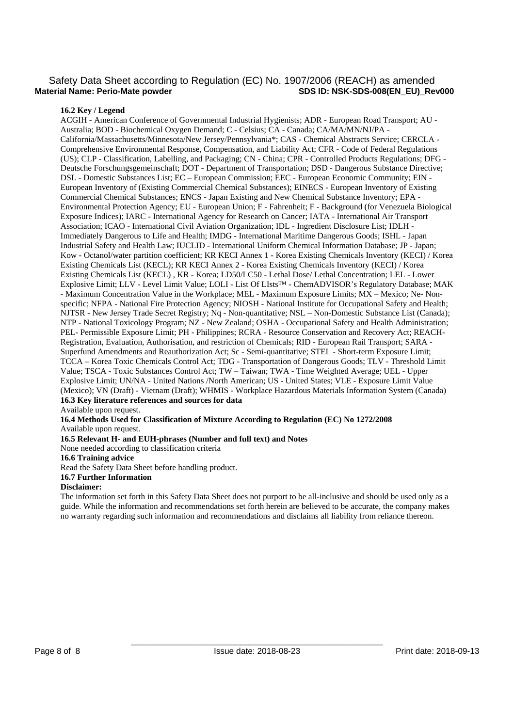**16.2 Key / Legend**

ACGIH - American Conference of Governmental Industrial Hygienists; ADR - European Road Transport; AU - Australia; BOD - Biochemical Oxygen Demand; C - Celsius; CA - Canada; CA/MA/MN/NJ/PA - California/Massachusetts/Minnesota/New Jersey/Pennsylvania*; CAS - Chemical Abstracts Service; CERCLA - Comprehensive Environmental Response, Compensation, and Liability Act; CFR - Code of Federal Regulations (US); CLP - Classification, Labelling, and Packaging; CN - China; CPR - Controlled Products Regulations; DFG - Deutsche Forschungsgemeinschaft; DOT - Department of Transportation; DSD - Dangerous Substance Directive; DSL - Domestic Substances List; EC – European Commission; EEC - European Economic Community; EIN - European Inventory of (Existing Commercial Chemical Substances); EINECS - European Inventory of Existing Commercial Chemical Substances; ENCS - Japan Existing and New Chemical Substance Inventory; EPA - Environmental Protection Agency; EU - European Union; F - Fahrenheit; F - Background (for Venezuela Biological Exposure Indices); IARC - International Agency for Research on Cancer; IATA - International Air Transport Association; ICAO - International Civil Aviation Organization; IDL - Ingredient Disclosure List; IDLH - Immediately Dangerous to Life and Health; IMDG - International Maritime Dangerous Goods; ISHL - Japan Industrial Safety and Health Law; IUCLID - International Uniform Chemical Information Database; JP - Japan; Kow - Octanol/water partition coefficient; KR KECI Annex 1 - Korea Existing Chemicals Inventory (KECI) / Korea Existing Chemicals List (KECL); KR KECI Annex 2 - Korea Existing Chemicals Inventory (KECI) / Korea Existing Chemicals List (KECL) , KR - Korea; LD50/LC50 - Lethal Dose/ Lethal Concentration; LEL - Lower Explosive Limit; LLV - Level Limit Value; LOLI - List Of LIsts™ - ChemADVISOR's Regulatory Database; MAK - Maximum Concentration Value in the Workplace; MEL - Maximum Exposure Limits; MX – Mexico; Ne- Non-specific; NFPA - National Fire Protection Agency; NIOSH - National Institute for Occupational Safety and Health; NJTSR - New Jersey Trade Secret Registry; Nq - Non-quantitative; NSL – Non-Domestic Substance List (Canada); NTP - National Toxicology Program; NZ - New Zealand; OSHA - Occupational Safety and Health Administration; PEL- Permissible Exposure Limit; PH - Philippines; RCRA - Resource Conservation and Recovery Act; REACH- Registration, Evaluation, Authorisation, and restriction of Chemicals; RID - European Rail Transport; SARA - Superfund Amendments and Reauthorization Act; Sc - Semi-quantitative; STEL - Short-term Exposure Limit; TCCA – Korea Toxic Chemicals Control Act; TDG - Transportation of Dangerous Goods; TLV - Threshold Limit Value; TSCA - Toxic Substances Control Act; TW – Taiwan; TWA - Time Weighted Average; UEL - Upper Explosive Limit; UN/NA - United Nations /North American; US - United States; VLE - Exposure Limit Value (Mexico); VN (Draft) - Vietnam (Draft); WHMIS - Workplace Hazardous Materials Information System (Canada)

**16.3 Key literature references and sources for data**

Available upon request.

**16.4 Methods Used for Classification of Mixture According to Regulation (EC) No 1272/2008**

Available upon request.

**16.5 Relevant H- and EUH-phrases (Number and full text) and Notes**

None needed according to classification criteria

**16.6 Training advice**

Read the Safety Data Sheet before handling product.

**16.7 Further Information**

**Disclaimer:**

The information set forth in this Safety Data Sheet does not purport to be all-inclusive and should be used only as a guide. While the information and recommendations set forth herein are believed to be accurate, the company makes no warranty regarding such information and recommendations and disclaims all liability from reliance thereon.